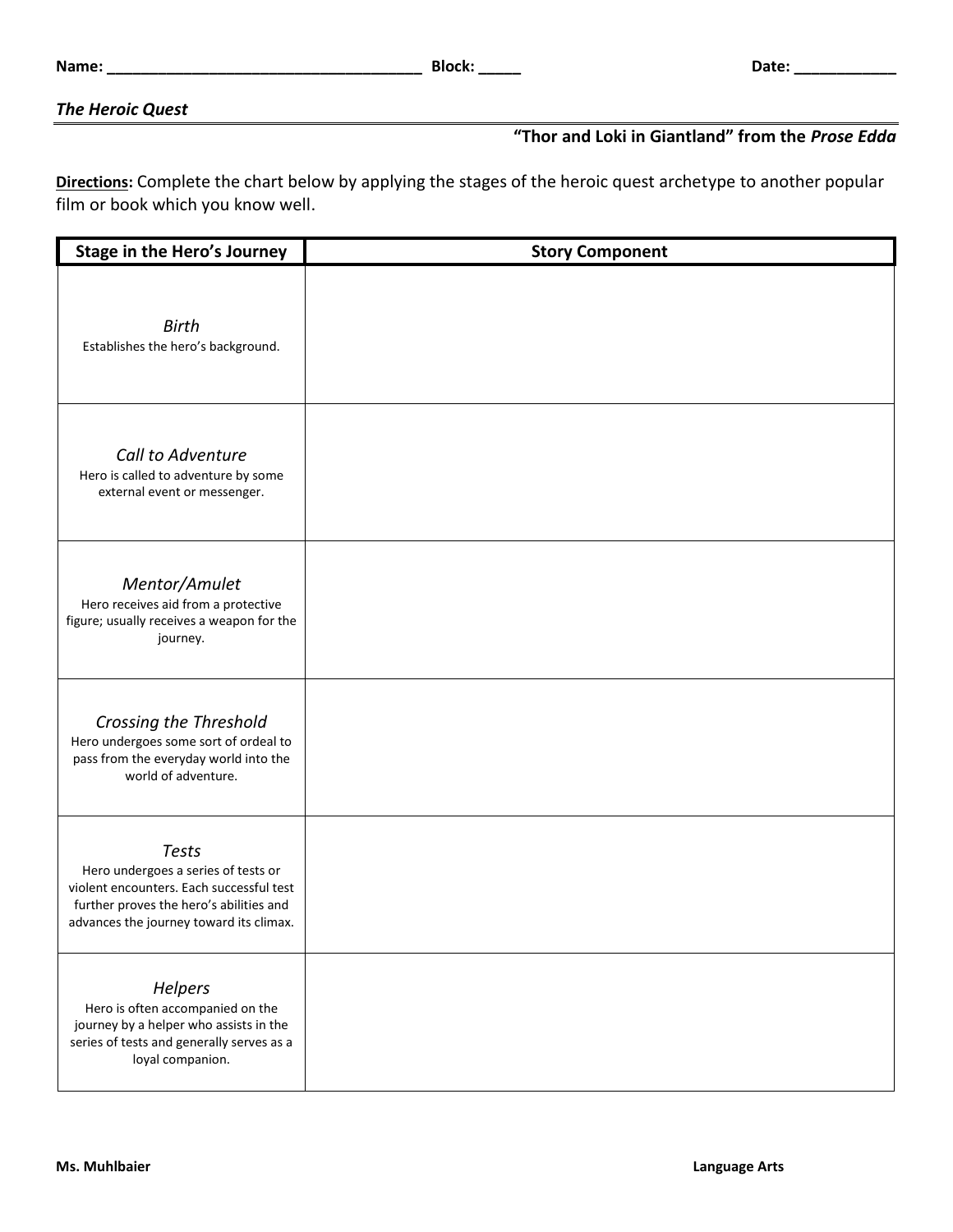Name: ____________________________________ Block: _____ Date: ____________

***The Heroic Quest***

**"Thor and Loki in Giantland" from the *Prose Edda***

**Directions:** Complete the chart below by applying the stages of the heroic quest archetype to another popular film or book which you know well.

| Stage in the Hero's Journey | Story Component |
|---|---|
| *Birth*<br>Establishes the hero's background. | |
| *Call to Adventure*<br>Hero is called to adventure by some external event or messenger. | |
| *Mentor/Amulet*<br>Hero receives aid from a protective figure; usually receives a weapon for the journey. | |
| *Crossing the Threshold*<br>Hero undergoes some sort of ordeal to pass from the everyday world into the world of adventure. | |
| *Tests*<br>Hero undergoes a series of tests or violent encounters. Each successful test further proves the hero's abilities and advances the journey toward its climax. | |
| *Helpers*<br>Hero is often accompanied on the journey by a helper who assists in the series of tests and generally serves as a loyal companion. | |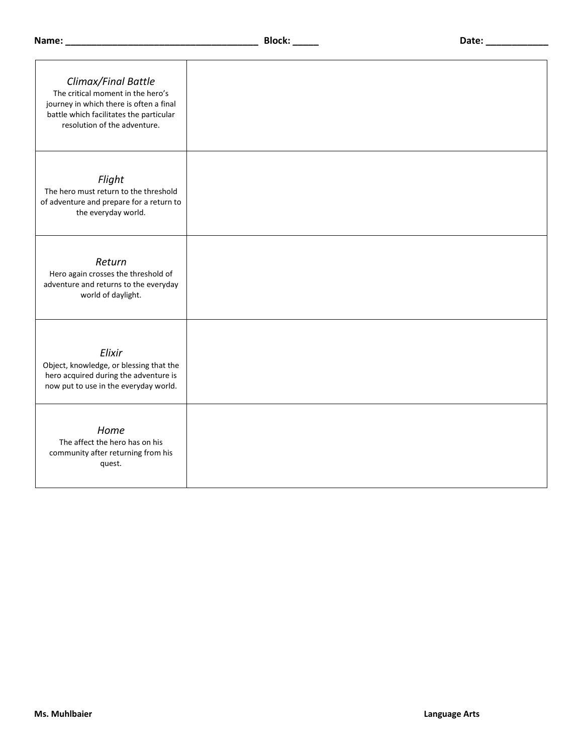Name: ____________________________________ Block: _____ Date: ____________

| | |
|---|---|
| *Climax/Final Battle*<br>The critical moment in the hero's journey in which there is often a final battle which facilitates the particular resolution of the adventure. | |
| *Flight*<br>The hero must return to the threshold of adventure and prepare for a return to the everyday world. | |
| *Return*<br>Hero again crosses the threshold of adventure and returns to the everyday world of daylight. | |
| *Elixir*<br>Object, knowledge, or blessing that the hero acquired during the adventure is now put to use in the everyday world. | |
| *Home*<br>The affect the hero has on his community after returning from his quest. | |